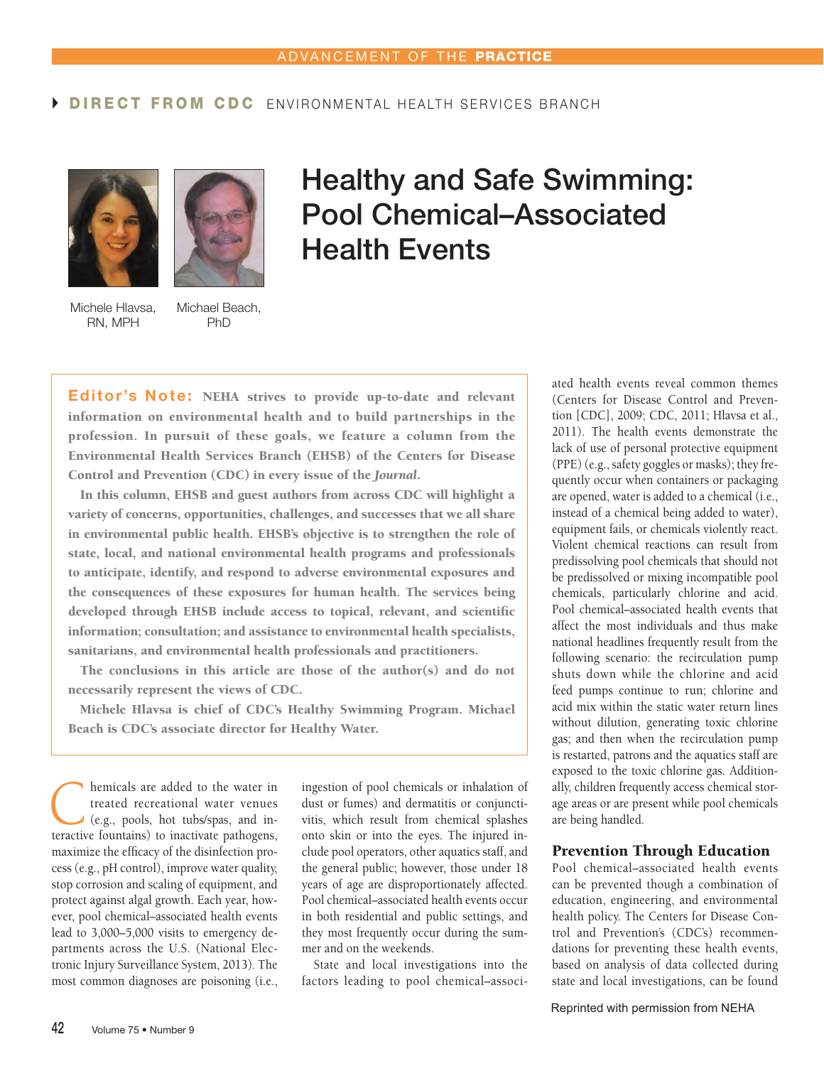ADVANCEMENT OF THE **PRACTICE**

**DIRECT FROM CDC** ENVIRONMENTAL HEALTH SERVICES BRANCH

# Healthy and Safe Swimming: Pool Chemical–Associated Health Events

Michele Hlavsa, RN, MPH

Michael Beach, PhD

**Editor's Note: NEHA strives to provide up-to-date and relevant information on environmental health and to build partnerships in the profession. In pursuit of these goals, we feature a column from the Environmental Health Services Branch (EHSB) of the Centers for Disease Control and Prevention (CDC) in every issue of the *Journal*.**

**In this column, EHSB and guest authors from across CDC will highlight a variety of concerns, opportunities, challenges, and successes that we all share in environmental public health. EHSB's objective is to strengthen the role of state, local, and national environmental health programs and professionals to anticipate, identify, and respond to adverse environmental exposures and the consequences of these exposures for human health. The services being developed through EHSB include access to topical, relevant, and scientific information; consultation; and assistance to environmental health specialists, sanitarians, and environmental health professionals and practitioners.**

**The conclusions in this article are those of the author(s) and do not necessarily represent the views of CDC.**

**Michele Hlavsa is chief of CDC's Healthy Swimming Program. Michael Beach is CDC's associate director for Healthy Water.**

Chemicals are added to the water in treated recreational water venues (e.g., pools, hot tubs/spas, and interactive fountains) to inactivate pathogens, maximize the efficacy of the disinfection process (e.g., pH control), improve water quality, stop corrosion and scaling of equipment, and protect against algal growth. Each year, however, pool chemical–associated health events lead to 3,000–5,000 visits to emergency departments across the U.S. (National Electronic Injury Surveillance System, 2013). The most common diagnoses are poisoning (i.e., ingestion of pool chemicals or inhalation of dust or fumes) and dermatitis or conjunctivitis, which result from chemical splashes onto skin or into the eyes. The injured include pool operators, other aquatics staff, and the general public; however, those under 18 years of age are disproportionately affected. Pool chemical–associated health events occur in both residential and public settings, and they most frequently occur during the summer and on the weekends.

State and local investigations into the factors leading to pool chemical–associated health events reveal common themes (Centers for Disease Control and Prevention [CDC], 2009; CDC, 2011; Hlavsa et al., 2011). The health events demonstrate the lack of use of personal protective equipment (PPE) (e.g., safety goggles or masks); they frequently occur when containers or packaging are opened, water is added to a chemical (i.e., instead of a chemical being added to water), equipment fails, or chemicals violently react. Violent chemical reactions can result from predissolving pool chemicals that should not be predissolved or mixing incompatible pool chemicals, particularly chlorine and acid. Pool chemical–associated health events that affect the most individuals and thus make national headlines frequently result from the following scenario: the recirculation pump shuts down while the chlorine and acid feed pumps continue to run; chlorine and acid mix within the static water return lines without dilution, generating toxic chlorine gas; and then when the recirculation pump is restarted, patrons and the aquatics staff are exposed to the toxic chlorine gas. Additionally, children frequently access chemical storage areas or are present while pool chemicals are being handled.

## Prevention Through Education

Pool chemical–associated health events can be prevented though a combination of education, engineering, and environmental health policy. The Centers for Disease Control and Prevention's (CDC's) recommendations for preventing these health events, based on analysis of data collected during state and local investigations, can be found

Reprinted with permission from NEHA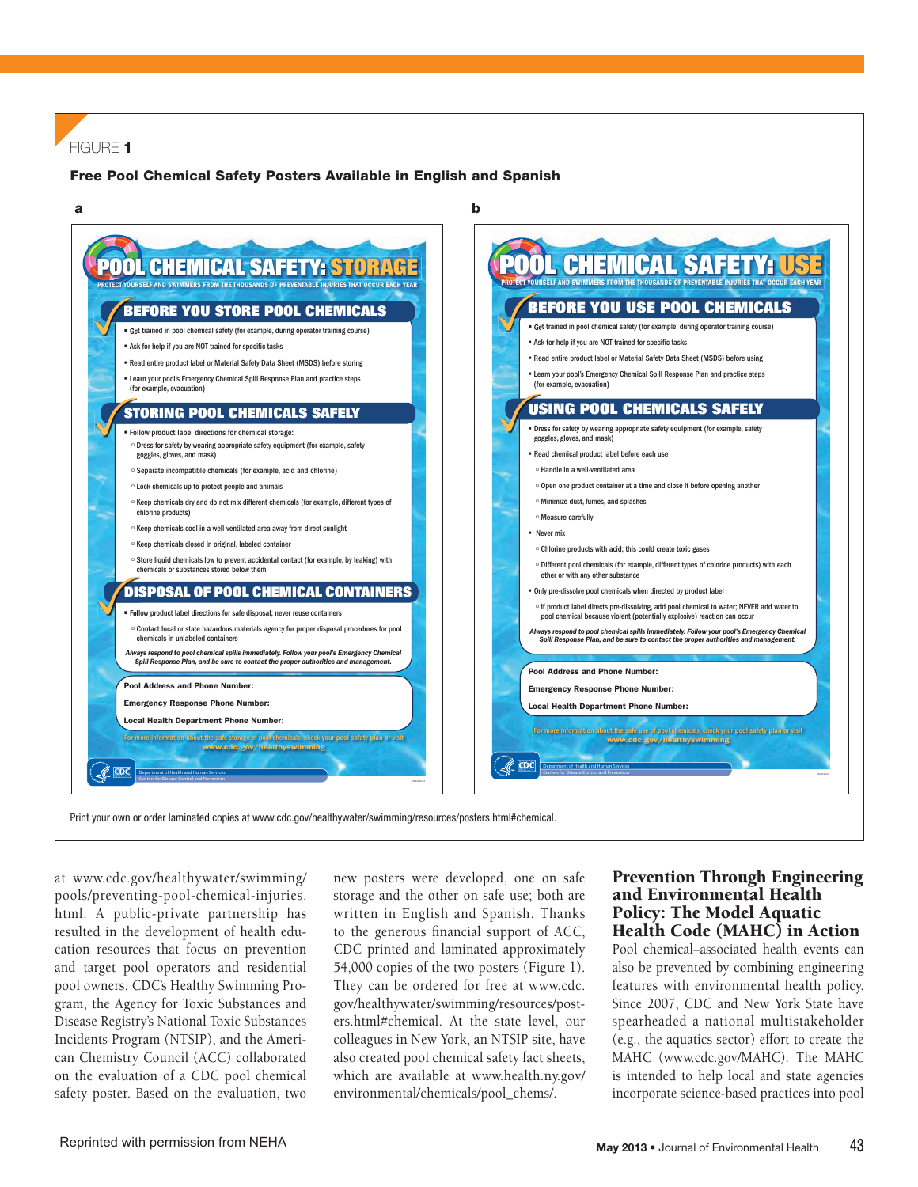FIGURE 1

**Free Pool Chemical Safety Posters Available in English and Spanish**

**a**

# POOL CHEMICAL SAFETY: STORAGE

PROTECT YOURSELF AND SWIMMERS FROM THE THOUSANDS OF PREVENTABLE INJURIES THAT OCCUR EACH YEAR

## BEFORE YOU STORE POOL CHEMICALS

- Get trained in pool chemical safety (for example, during operator training course)
- Ask for help if you are NOT trained for specific tasks
- Read entire product label or Material Safety Data Sheet (MSDS) before storing
- Learn your pool's Emergency Chemical Spill Response Plan and practice steps (for example, evacuation)

## STORING POOL CHEMICALS SAFELY

- Follow product label directions for chemical storage:
  - Dress for safety by wearing appropriate safety equipment (for example, safety goggles, gloves, and mask)
  - Separate incompatible chemicals (for example, acid and chlorine)
  - Lock chemicals up to protect people and animals
  - Keep chemicals dry and do not mix different chemicals (for example, different types of chlorine products)
  - Keep chemicals cool in a well-ventilated area away from direct sunlight
  - Keep chemicals closed in original, labeled container
  - Store liquid chemicals low to prevent accidental contact (for example, by leaking) with chemicals or substances stored below them

## DISPOSAL OF POOL CHEMICAL CONTAINERS

- Follow product label directions for safe disposal; never reuse containers
  - Contact local or state hazardous materials agency for proper disposal procedures for pool chemicals in unlabeled containers

*Always respond to pool chemical spills immediately. Follow your pool's Emergency Chemical Spill Response Plan, and be sure to contact the proper authorities and management.*

**Pool Address and Phone Number:**

**Emergency Response Phone Number:**

**Local Health Department Phone Number:**

For more information about the safe storage of pool chemicals, check your pool safety plan or visit www.cdc.gov/healthyswimming

Department of Health and Human Services
Centers for Disease Control and Prevention

**b**

# POOL CHEMICAL SAFETY: USE

PROTECT YOURSELF AND SWIMMERS FROM THE THOUSANDS OF PREVENTABLE INJURIES THAT OCCUR EACH YEAR

## BEFORE YOU USE POOL CHEMICALS

- Get trained in pool chemical safety (for example, during operator training course)
- Ask for help if you are NOT trained for specific tasks
- Read entire product label or Material Safety Data Sheet (MSDS) before using
- Learn your pool's Emergency Chemical Spill Response Plan and practice steps (for example, evacuation)

## USING POOL CHEMICALS SAFELY

- Dress for safety by wearing appropriate safety equipment (for example, safety goggles, gloves, and mask)
- Read chemical product label before each use
  - Handle in a well-ventilated area
  - Open one product container at a time and close it before opening another
  - Minimize dust, fumes, and splashes
  - Measure carefully
- Never mix
  - Chlorine products with acid; this could create toxic gases
  - Different pool chemicals (for example, different types of chlorine products) with each other or with any other substance
- Only pre-dissolve pool chemicals when directed by product label
  - If product label directs pre-dissolving, add pool chemical to water; NEVER add water to pool chemical because violent (potentially explosive) reaction can occur

*Always respond to pool chemical spills immediately. Follow your pool's Emergency Chemical Spill Response Plan, and be sure to contact the proper authorities and management.*

**Pool Address and Phone Number:**

**Emergency Response Phone Number:**

**Local Health Department Phone Number:**

For more information about the safe use of pool chemicals, check your pool safety plan or visit www.cdc.gov/healthyswimming

Department of Health and Human Services
Centers for Disease Control and Prevention

Print your own or order laminated copies at www.cdc.gov/healthywater/swimming/resources/posters.html#chemical.

at www.cdc.gov/healthywater/swimming/pools/preventing-pool-chemical-injuries.html. A public-private partnership has resulted in the development of health education resources that focus on prevention and target pool operators and residential pool owners. CDC's Healthy Swimming Program, the Agency for Toxic Substances and Disease Registry's National Toxic Substances Incidents Program (NTSIP), and the American Chemistry Council (ACC) collaborated on the evaluation of a CDC pool chemical safety poster. Based on the evaluation, two new posters were developed, one on safe storage and the other on safe use; both are written in English and Spanish. Thanks to the generous financial support of ACC, CDC printed and laminated approximately 54,000 copies of the two posters (Figure 1). They can be ordered for free at www.cdc.gov/healthywater/swimming/resources/posters.html#chemical. At the state level, our colleagues in New York, an NTSIP site, have also created pool chemical safety fact sheets, which are available at www.health.ny.gov/environmental/chemicals/pool_chems/.

## Prevention Through Engineering and Environmental Health Policy: The Model Aquatic Health Code (MAHC) in Action

Pool chemical–associated health events can also be prevented by combining engineering features with environmental health policy. Since 2007, CDC and New York State have spearheaded a national multistakeholder (e.g., the aquatics sector) effort to create the MAHC (www.cdc.gov/MAHC). The MAHC is intended to help local and state agencies incorporate science-based practices into pool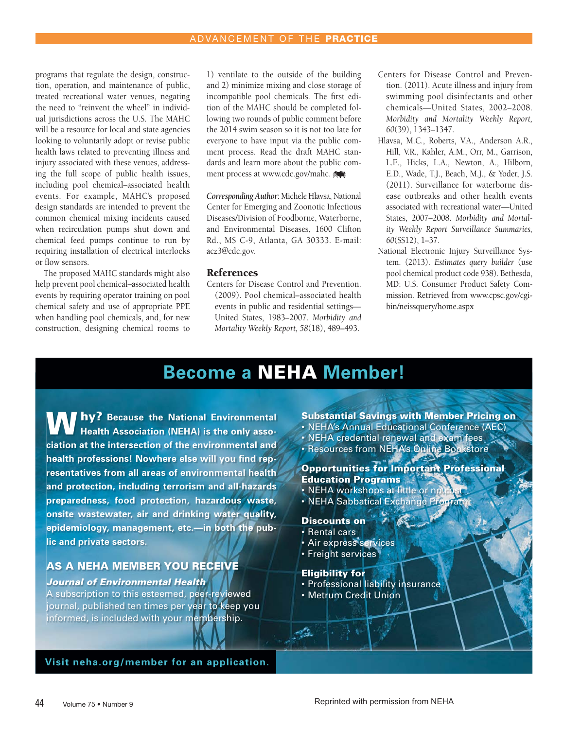programs that regulate the design, construction, operation, and maintenance of public, treated recreational water venues, negating the need to "reinvent the wheel" in individual jurisdictions across the U.S. The MAHC will be a resource for local and state agencies looking to voluntarily adopt or revise public health laws related to preventing illness and injury associated with these venues, addressing the full scope of public health issues, including pool chemical–associated health events. For example, MAHC's proposed design standards are intended to prevent the common chemical mixing incidents caused when recirculation pumps shut down and chemical feed pumps continue to run by requiring installation of electrical interlocks or flow sensors.

The proposed MAHC standards might also help prevent pool chemical–associated health events by requiring operator training on pool chemical safety and use of appropriate PPE when handling pool chemicals, and, for new construction, designing chemical rooms to 1) ventilate to the outside of the building and 2) minimize mixing and close storage of incompatible pool chemicals. The first edition of the MAHC should be completed following two rounds of public comment before the 2014 swim season so it is not too late for everyone to have input via the public comment process. Read the draft MAHC standards and learn more about the public comment process at www.cdc.gov/mahc.

*Corresponding Author*: Michele Hlavsa, National Center for Emerging and Zoonotic Infectious Diseases/Division of Foodborne, Waterborne, and Environmental Diseases, 1600 Clifton Rd., MS C-9, Atlanta, GA 30333. E-mail: acz3@cdc.gov.

## References

Centers for Disease Control and Prevention. (2009). Pool chemical–associated health events in public and residential settings—United States, 1983–2007. *Morbidity and Mortality Weekly Report, 58*(18), 489–493.

Centers for Disease Control and Prevention. (2011). Acute illness and injury from swimming pool disinfectants and other chemicals—United States, 2002–2008. *Morbidity and Mortality Weekly Report, 60*(39), 1343–1347.

Hlavsa, M.C., Roberts, V.A., Anderson A.R., Hill, V.R., Kahler, A.M., Orr, M., Garrison, L.E., Hicks, L.A., Newton, A., Hilborn, E.D., Wade, T.J., Beach, M.J., & Yoder, J.S. (2011). Surveillance for waterborne disease outbreaks and other health events associated with recreational water—United States, 2007–2008. *Morbidity and Mortality Weekly Report Surveillance Summaries, 60*(SS12), 1–37.

National Electronic Injury Surveillance System. (2013). *Estimates query builder* (use pool chemical product code 938). Bethesda, MD: U.S. Consumer Product Safety Commission. Retrieved from www.cpsc.gov/cgi-bin/neissquery/home.aspx

# Become a NEHA Member!

**Why? Because the National Environmental Health Association (NEHA) is the only association at the intersection of the environmental and health professions! Nowhere else will you find representatives from all areas of environmental health and protection, including terrorism and all-hazards preparedness, food protection, hazardous waste, onsite wastewater, air and drinking water quality, epidemiology, management, etc.—in both the public and private sectors.**

## AS A NEHA MEMBER YOU RECEIVE

***Journal of Environmental Health***

A subscription to this esteemed, peer-reviewed journal, published ten times per year to keep you informed, is included with your membership.

**Substantial Savings with Member Pricing on**

- NEHA's Annual Educational Conference (AEC)
- NEHA credential renewal and exam fees
- Resources from NEHA's Online Bookstore

**Opportunities for Important Professional Education Programs**

- NEHA workshops at little or no cost
- NEHA Sabbatical Exchange Program

**Discounts on**

- Rental cars
- Air express services
- Freight services

**Eligibility for**

- Professional liability insurance
- Metrum Credit Union

**Visit neha.org/member for an application.**

Reprinted with permission from NEHA